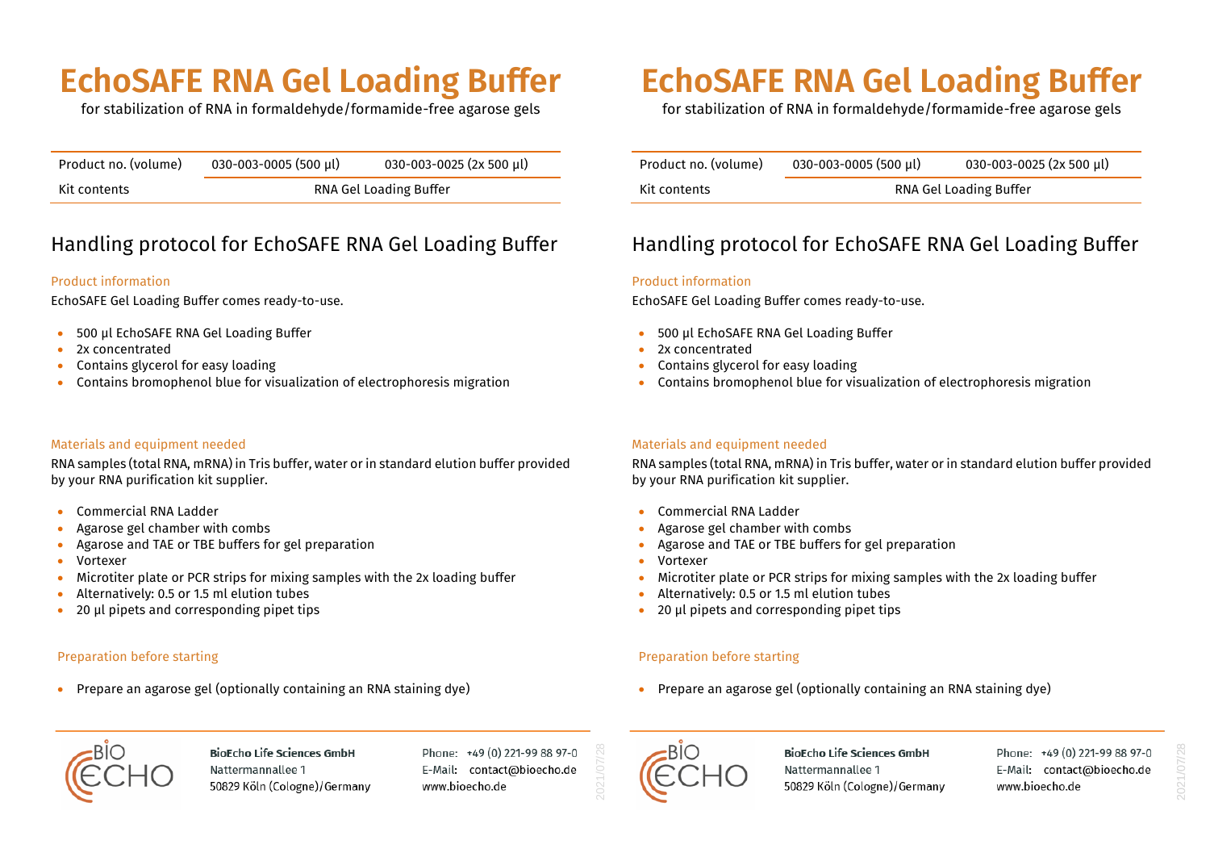# EchoSAFE RNA Gel Loading Buffer

for stabilization of RNA in formaldehyde/formamide-free agarose gels

| Product no. (volume) | 030-003-0005 (500 µl) | 030-003-0025 (2x 500 µl) |
|---|---|---|
| Kit contents | RNA Gel Loading Buffer | |

## Handling protocol for EchoSAFE RNA Gel Loading Buffer

### Product information

EchoSAFE Gel Loading Buffer comes ready-to-use.

- 500 µl EchoSAFE RNA Gel Loading Buffer
- 2x concentrated
- Contains glycerol for easy loading
- Contains bromophenol blue for visualization of electrophoresis migration

### Materials and equipment needed

RNA samples (total RNA, mRNA) in Tris buffer, water or in standard elution buffer provided by your RNA purification kit supplier.

- Commercial RNA Ladder
- Agarose gel chamber with combs
- Agarose and TAE or TBE buffers for gel preparation
- Vortexer
- Microtiter plate or PCR strips for mixing samples with the 2x loading buffer
- Alternatively: 0.5 or 1.5 ml elution tubes
- 20 µl pipets and corresponding pipet tips

### Preparation before starting

- Prepare an agarose gel (optionally containing an RNA staining dye)

**BioEcho Life Sciences GmbH**
Nattermannallee 1
50829 Köln (Cologne)/Germany

Phone: +49 (0) 221-99 88 97-0
E-Mail: contact@bioecho.de
www.bioecho.de

2021/07/28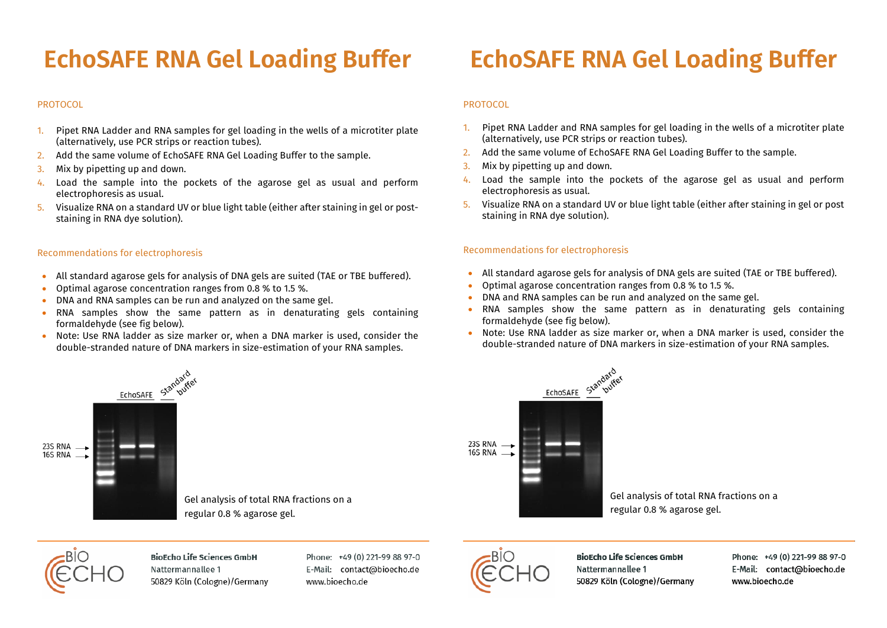# EchoSAFE RNA Gel Loading Buffer

PROTOCOL

1. Pipet RNA Ladder and RNA samples for gel loading in the wells of a microtiter plate (alternatively, use PCR strips or reaction tubes).
2. Add the same volume of EchoSAFE RNA Gel Loading Buffer to the sample.
3. Mix by pipetting up and down.
4. Load the sample into the pockets of the agarose gel as usual and perform electrophoresis as usual.
5. Visualize RNA on a standard UV or blue light table (either after staining in gel or post-staining in RNA dye solution).

Recommendations for electrophoresis

- All standard agarose gels for analysis of DNA gels are suited (TAE or TBE buffered).
- Optimal agarose concentration ranges from 0.8 % to 1.5 %.
- DNA and RNA samples can be run and analyzed on the same gel.
- RNA samples show the same pattern as in denaturating gels containing formaldehyde (see fig below).
- Note: Use RNA ladder as size marker or, when a DNA marker is used, consider the double-stranded nature of DNA markers in size-estimation of your RNA samples.

EchoSAFE

Standard buffer

23S RNA

16S RNA

Gel analysis of total RNA fractions on a regular 0.8 % agarose gel.

**BioEcho Life Sciences GmbH**
Nattermannallee 1
50829 Köln (Cologne)/Germany

Phone: +49 (0) 221-99 88 97-0
E-Mail: contact@bioecho.de
www.bioecho.de

# EchoSAFE RNA Gel Loading Buffer

PROTOCOL

1. Pipet RNA Ladder and RNA samples for gel loading in the wells of a microtiter plate (alternatively, use PCR strips or reaction tubes).
2. Add the same volume of EchoSAFE RNA Gel Loading Buffer to the sample.
3. Mix by pipetting up and down.
4. Load the sample into the pockets of the agarose gel as usual and perform electrophoresis as usual.
5. Visualize RNA on a standard UV or blue light table (either after staining in gel or post staining in RNA dye solution).

Recommendations for electrophoresis

- All standard agarose gels for analysis of DNA gels are suited (TAE or TBE buffered).
- Optimal agarose concentration ranges from 0.8 % to 1.5 %.
- DNA and RNA samples can be run and analyzed on the same gel.
- RNA samples show the same pattern as in denaturating gels containing formaldehyde (see fig below).
- Note: Use RNA ladder as size marker or, when a DNA marker is used, consider the double-stranded nature of DNA markers in size-estimation of your RNA samples.

EchoSAFE

Standard buffer

23S RNA

16S RNA

Gel analysis of total RNA fractions on a regular 0.8 % agarose gel.

**BioEcho Life Sciences GmbH**
Nattermannallee 1
50829 Köln (Cologne)/Germany

Phone: +49 (0) 221-99 88 97-0
E-Mail: contact@bioecho.de
www.bioecho.de